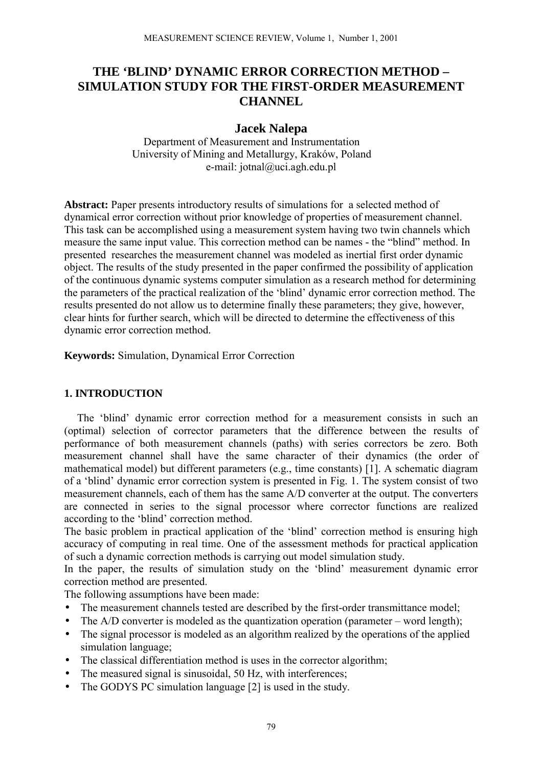# THE 'BLIND' DYNAMIC ERROR CORRECTION METHOD – SIMULATION STUDY FOR THE FIRST-ORDER MEASUREMENT CHANNEL

## Jacek Nalepa

Department of Measurement and Instrumentation
University of Mining and Metallurgy, Kraków, Poland
e-mail: jotnal@uci.agh.edu.pl

**Abstract:** Paper presents introductory results of simulations for a selected method of dynamical error correction without prior knowledge of properties of measurement channel. This task can be accomplished using a measurement system having two twin channels which measure the same input value. This correction method can be names - the "blind" method. In presented researches the measurement channel was modeled as inertial first order dynamic object. The results of the study presented in the paper confirmed the possibility of application of the continuous dynamic systems computer simulation as a research method for determining the parameters of the practical realization of the 'blind' dynamic error correction method. The results presented do not allow us to determine finally these parameters; they give, however, clear hints for further search, which will be directed to determine the effectiveness of this dynamic error correction method.

**Keywords:** Simulation, Dynamical Error Correction

## 1. INTRODUCTION

The 'blind' dynamic error correction method for a measurement consists in such an (optimal) selection of corrector parameters that the difference between the results of performance of both measurement channels (paths) with series correctors be zero. Both measurement channel shall have the same character of their dynamics (the order of mathematical model) but different parameters (e.g., time constants) [1]. A schematic diagram of a 'blind' dynamic error correction system is presented in Fig. 1. The system consist of two measurement channels, each of them has the same A/D converter at the output. The converters are connected in series to the signal processor where corrector functions are realized according to the 'blind' correction method.

The basic problem in practical application of the 'blind' correction method is ensuring high accuracy of computing in real time. One of the assessment methods for practical application of such a dynamic correction methods is carrying out model simulation study.

In the paper, the results of simulation study on the 'blind' measurement dynamic error correction method are presented.

The following assumptions have been made:

- The measurement channels tested are described by the first-order transmittance model;
- The A/D converter is modeled as the quantization operation (parameter – word length);
- The signal processor is modeled as an algorithm realized by the operations of the applied simulation language;
- The classical differentiation method is uses in the corrector algorithm;
- The measured signal is sinusoidal, 50 Hz, with interferences;
- The GODYS PC simulation language [2] is used in the study.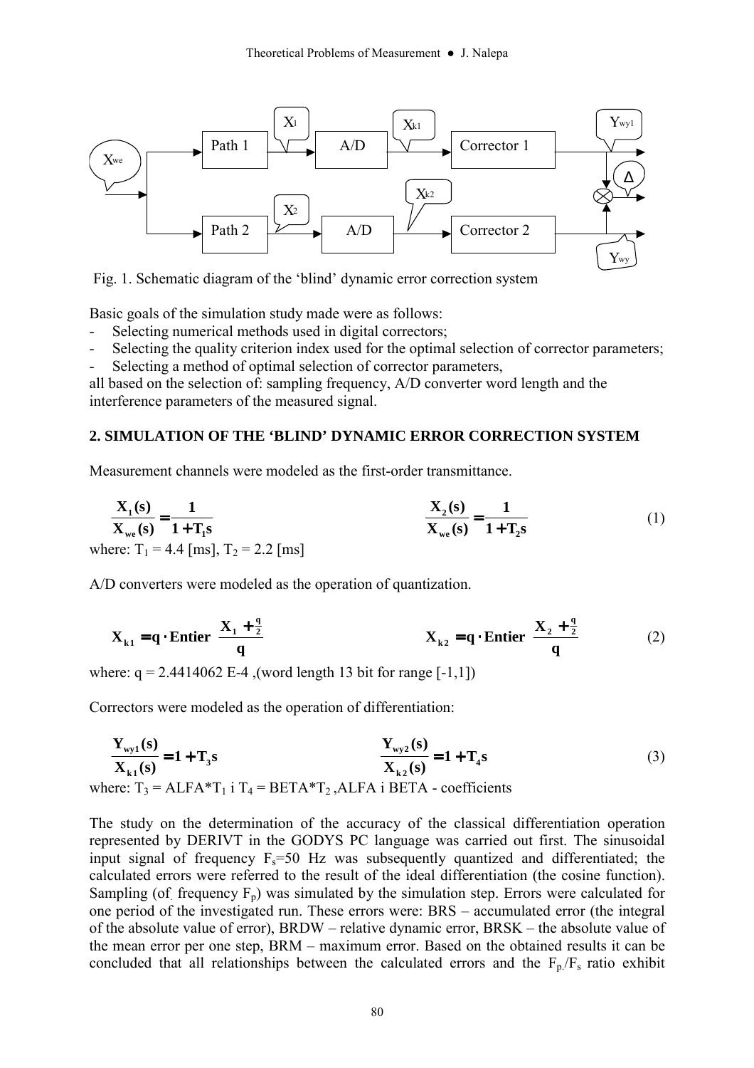Fig. 1. Schematic diagram of the 'blind' dynamic error correction system

Basic goals of the simulation study made were as follows:

- Selecting numerical methods used in digital correctors;
- Selecting the quality criterion index used for the optimal selection of corrector parameters;
- Selecting a method of optimal selection of corrector parameters,

all based on the selection of: sampling frequency, A/D converter word length and the interference parameters of the measured signal.

## 2. SIMULATION OF THE 'BLIND' DYNAMIC ERROR CORRECTION SYSTEM

Measurement channels were modeled as the first-order transmittance.

$$\frac{X_1(s)}{X_{we}(s)} = \frac{1}{1+T_1 s} \qquad \frac{X_2(s)}{X_{we}(s)} = \frac{1}{1+T_2 s} \tag{1}$$

where: $T_1 = 4.4$ [ms], $T_2 = 2.2$ [ms]

A/D converters were modeled as the operation of quantization.

$$X_{k1} = q \cdot \text{Entier}\left(\frac{X_1 + \frac{q}{2}}{q}\right) \qquad X_{k2} = q \cdot \text{Entier}\left(\frac{X_2 + \frac{q}{2}}{q}\right) \tag{2}$$

where: $q = 2.4414062$ E-4 ,(word length 13 bit for range [-1,1])

Correctors were modeled as the operation of differentiation:

$$\frac{Y_{wy1}(s)}{X_{k1}(s)} = 1 + T_3 s \qquad \frac{Y_{wy2}(s)}{X_{k2}(s)} = 1 + T_4 s \tag{3}$$

where: $T_3 = \text{ALFA}*T_1$ i $T_4 = \text{BETA}*T_2$ ,ALFA i BETA - coefficients

The study on the determination of the accuracy of the classical differentiation operation represented by DERIVT in the GODYS PC language was carried out first. The sinusoidal input signal of frequency $F_s$=50 Hz was subsequently quantized and differentiated; the calculated errors were referred to the result of the ideal differentiation (the cosine function). Sampling (of frequency $F_p$) was simulated by the simulation step. Errors were calculated for one period of the investigated run. These errors were: BRS – accumulated error (the integral of the absolute value of error), BRDW – relative dynamic error, BRSK – the absolute value of the mean error per one step, BRM – maximum error. Based on the obtained results it can be concluded that all relationships between the calculated errors and the $F_p/F_s$ ratio exhibit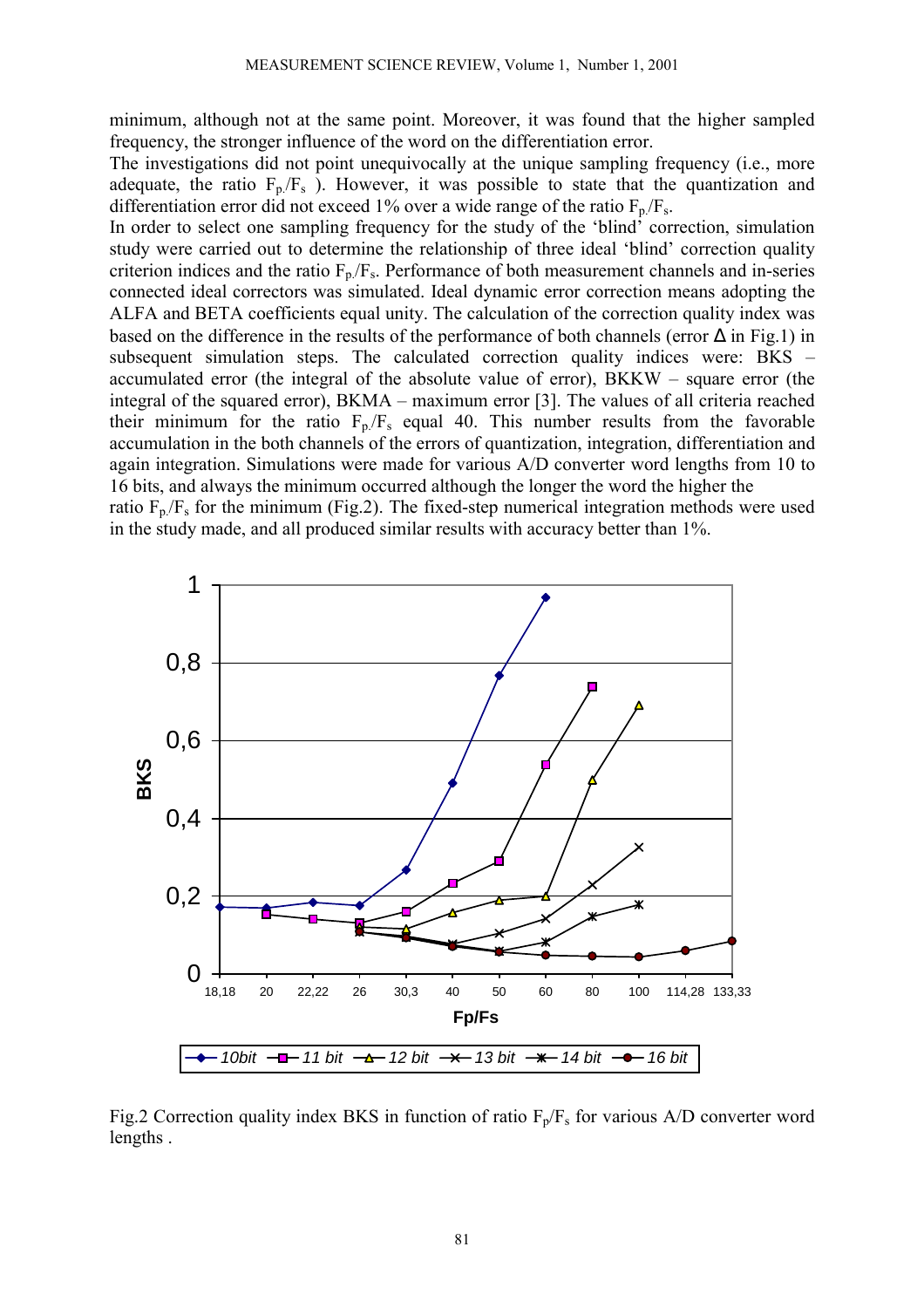minimum, although not at the same point. Moreover, it was found that the higher sampled frequency, the stronger influence of the word on the differentiation error.

The investigations did not point unequivocally at the unique sampling frequency (i.e., more adequate, the ratio $F_p/F_s$ ). However, it was possible to state that the quantization and differentiation error did not exceed 1% over a wide range of the ratio $F_p/F_s$.

In order to select one sampling frequency for the study of the 'blind' correction, simulation study were carried out to determine the relationship of three ideal 'blind' correction quality criterion indices and the ratio $F_p/F_s$. Performance of both measurement channels and in-series connected ideal correctors was simulated. Ideal dynamic error correction means adopting the ALFA and BETA coefficients equal unity. The calculation of the correction quality index was based on the difference in the results of the performance of both channels (error $\Delta$ in Fig.1) in subsequent simulation steps. The calculated correction quality indices were: BKS – accumulated error (the integral of the absolute value of error), BKKW – square error (the integral of the squared error), BKMA – maximum error [3]. The values of all criteria reached their minimum for the ratio $F_p/F_s$ equal 40. This number results from the favorable accumulation in the both channels of the errors of quantization, integration, differentiation and again integration. Simulations were made for various A/D converter word lengths from 10 to 16 bits, and always the minimum occurred although the longer the word the higher the ratio $F_p/F_s$ for the minimum (Fig.2). The fixed-step numerical integration methods were used in the study made, and all produced similar results with accuracy better than 1%.

Fig.2 Correction quality index BKS in function of ratio $F_p/F_s$ for various A/D converter word lengths .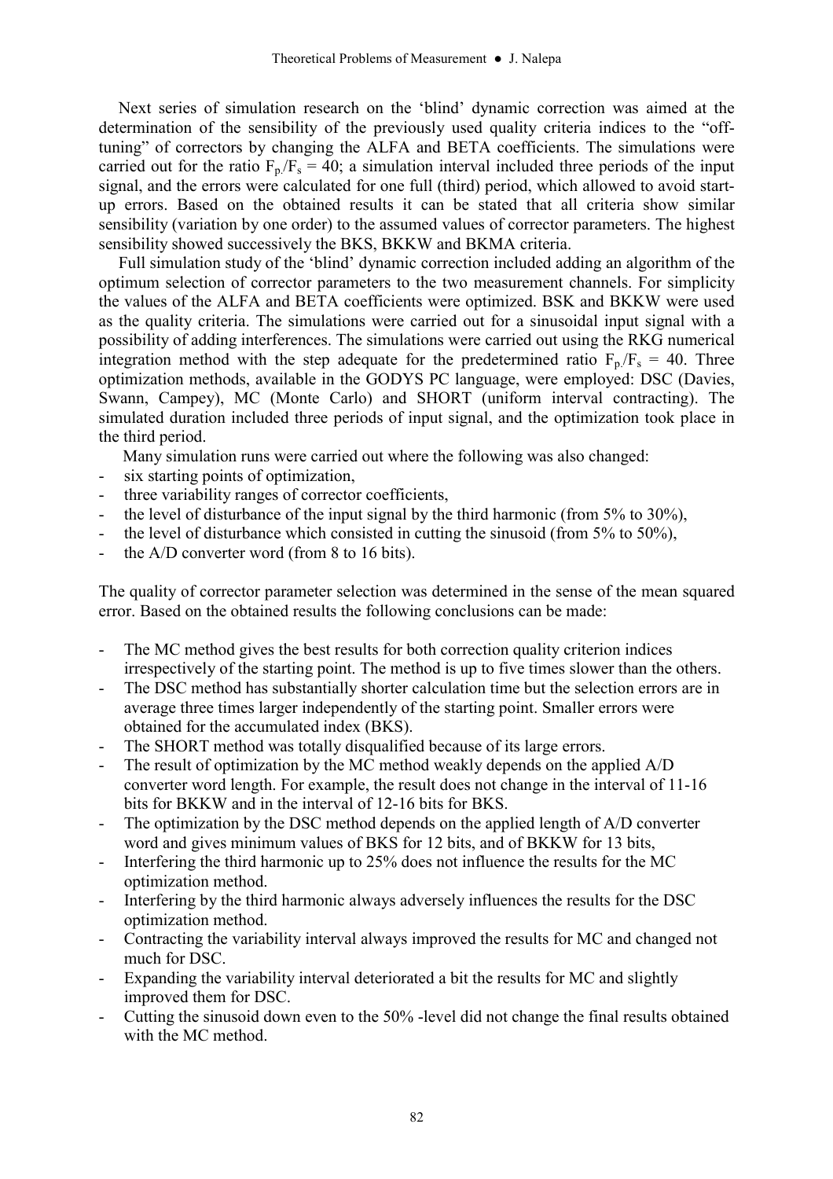Next series of simulation research on the 'blind' dynamic correction was aimed at the determination of the sensibility of the previously used quality criteria indices to the "off-tuning" of correctors by changing the ALFA and BETA coefficients. The simulations were carried out for the ratio $F_p/F_s = 40$; a simulation interval included three periods of the input signal, and the errors were calculated for one full (third) period, which allowed to avoid start-up errors. Based on the obtained results it can be stated that all criteria show similar sensibility (variation by one order) to the assumed values of corrector parameters. The highest sensibility showed successively the BKS, BKKW and BKMA criteria.

Full simulation study of the 'blind' dynamic correction included adding an algorithm of the optimum selection of corrector parameters to the two measurement channels. For simplicity the values of the ALFA and BETA coefficients were optimized. BSK and BKKW were used as the quality criteria. The simulations were carried out for a sinusoidal input signal with a possibility of adding interferences. The simulations were carried out using the RKG numerical integration method with the step adequate for the predetermined ratio $F_p/F_s = 40$. Three optimization methods, available in the GODYS PC language, were employed: DSC (Davies, Swann, Campey), MC (Monte Carlo) and SHORT (uniform interval contracting). The simulated duration included three periods of input signal, and the optimization took place in the third period.

Many simulation runs were carried out where the following was also changed:

- six starting points of optimization,
- three variability ranges of corrector coefficients,
- the level of disturbance of the input signal by the third harmonic (from 5% to 30%),
- the level of disturbance which consisted in cutting the sinusoid (from 5% to 50%),
- the A/D converter word (from 8 to 16 bits).

The quality of corrector parameter selection was determined in the sense of the mean squared error. Based on the obtained results the following conclusions can be made:

- The MC method gives the best results for both correction quality criterion indices irrespectively of the starting point. The method is up to five times slower than the others.
- The DSC method has substantially shorter calculation time but the selection errors are in average three times larger independently of the starting point. Smaller errors were obtained for the accumulated index (BKS).
- The SHORT method was totally disqualified because of its large errors.
- The result of optimization by the MC method weakly depends on the applied A/D converter word length. For example, the result does not change in the interval of 11-16 bits for BKKW and in the interval of 12-16 bits for BKS.
- The optimization by the DSC method depends on the applied length of A/D converter word and gives minimum values of BKS for 12 bits, and of BKKW for 13 bits,
- Interfering the third harmonic up to 25% does not influence the results for the MC optimization method.
- Interfering by the third harmonic always adversely influences the results for the DSC optimization method.
- Contracting the variability interval always improved the results for MC and changed not much for DSC.
- Expanding the variability interval deteriorated a bit the results for MC and slightly improved them for DSC.
- Cutting the sinusoid down even to the 50% -level did not change the final results obtained with the MC method.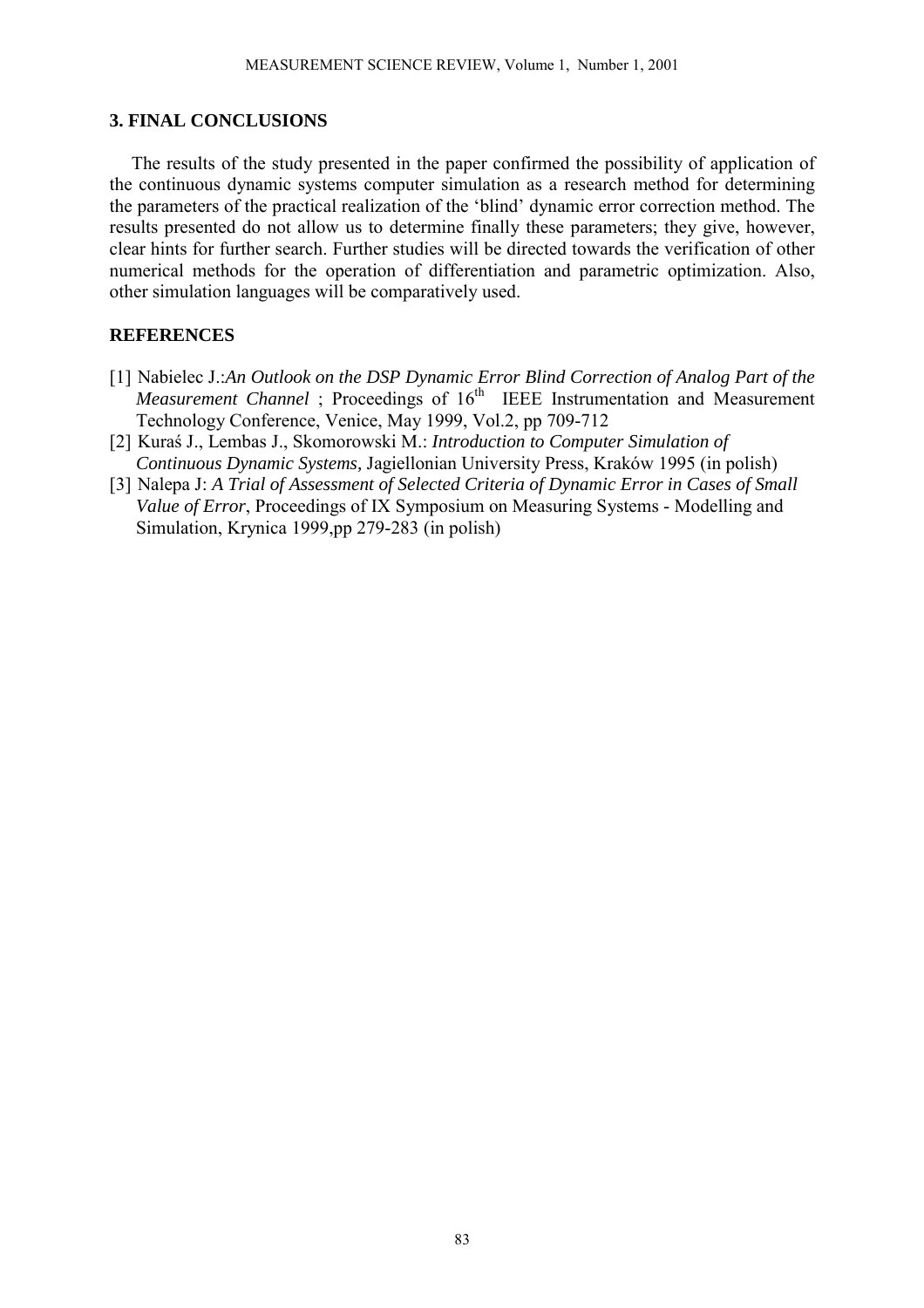## 3. FINAL CONCLUSIONS

The results of the study presented in the paper confirmed the possibility of application of the continuous dynamic systems computer simulation as a research method for determining the parameters of the practical realization of the 'blind' dynamic error correction method. The results presented do not allow us to determine finally these parameters; they give, however, clear hints for further search. Further studies will be directed towards the verification of other numerical methods for the operation of differentiation and parametric optimization. Also, other simulation languages will be comparatively used.

## REFERENCES

[1] Nabielec J.:*An Outlook on the DSP Dynamic Error Blind Correction of Analog Part of the Measurement Channel* ; Proceedings of 16th IEEE Instrumentation and Measurement Technology Conference, Venice, May 1999, Vol.2, pp 709-712

[2] Kuraś J., Lembas J., Skomorowski M.: *Introduction to Computer Simulation of Continuous Dynamic Systems,* Jagiellonian University Press, Kraków 1995 (in polish)

[3] Nalepa J: *A Trial of Assessment of Selected Criteria of Dynamic Error in Cases of Small Value of Error*, Proceedings of IX Symposium on Measuring Systems - Modelling and Simulation, Krynica 1999,pp 279-283 (in polish)